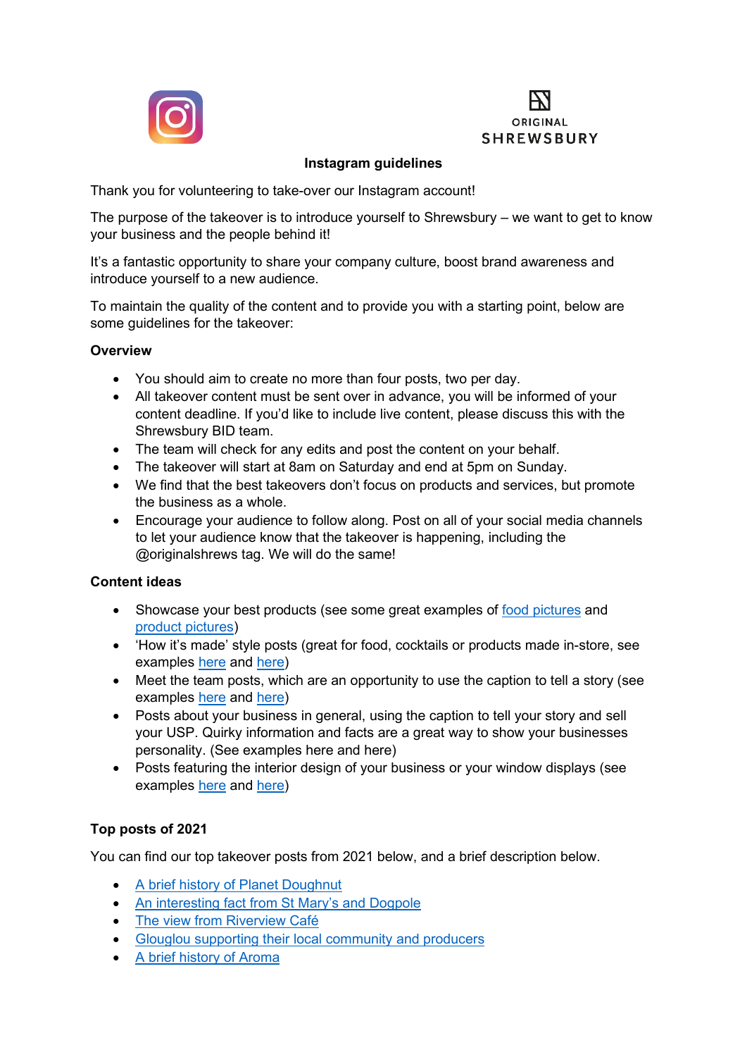ORIGINAL
SHREWSBURY

## Instagram guidelines

Thank you for volunteering to take-over our Instagram account!

The purpose of the takeover is to introduce yourself to Shrewsbury – we want to get to know your business and the people behind it!

It's a fantastic opportunity to share your company culture, boost brand awareness and introduce yourself to a new audience.

To maintain the quality of the content and to provide you with a starting point, below are some guidelines for the takeover:

### Overview

- You should aim to create no more than four posts, two per day.
- All takeover content must be sent over in advance, you will be informed of your content deadline. If you'd like to include live content, please discuss this with the Shrewsbury BID team.
- The team will check for any edits and post the content on your behalf.
- The takeover will start at 8am on Saturday and end at 5pm on Sunday.
- We find that the best takeovers don't focus on products and services, but promote the business as a whole.
- Encourage your audience to follow along. Post on all of your social media channels to let your audience know that the takeover is happening, including the @originalshrews tag. We will do the same!

### Content ideas

- Showcase your best products (see some great examples of food pictures and product pictures)
- 'How it's made' style posts (great for food, cocktails or products made in-store, see examples here and here)
- Meet the team posts, which are an opportunity to use the caption to tell a story (see examples here and here)
- Posts about your business in general, using the caption to tell your story and sell your USP. Quirky information and facts are a great way to show your businesses personality. (See examples here and here)
- Posts featuring the interior design of your business or your window displays (see examples here and here)

### Top posts of 2021

You can find our top takeover posts from 2021 below, and a brief description below.

- A brief history of Planet Doughnut
- An interesting fact from St Mary's and Dogpole
- The view from Riverview Café
- Glouglou supporting their local community and producers
- A brief history of Aroma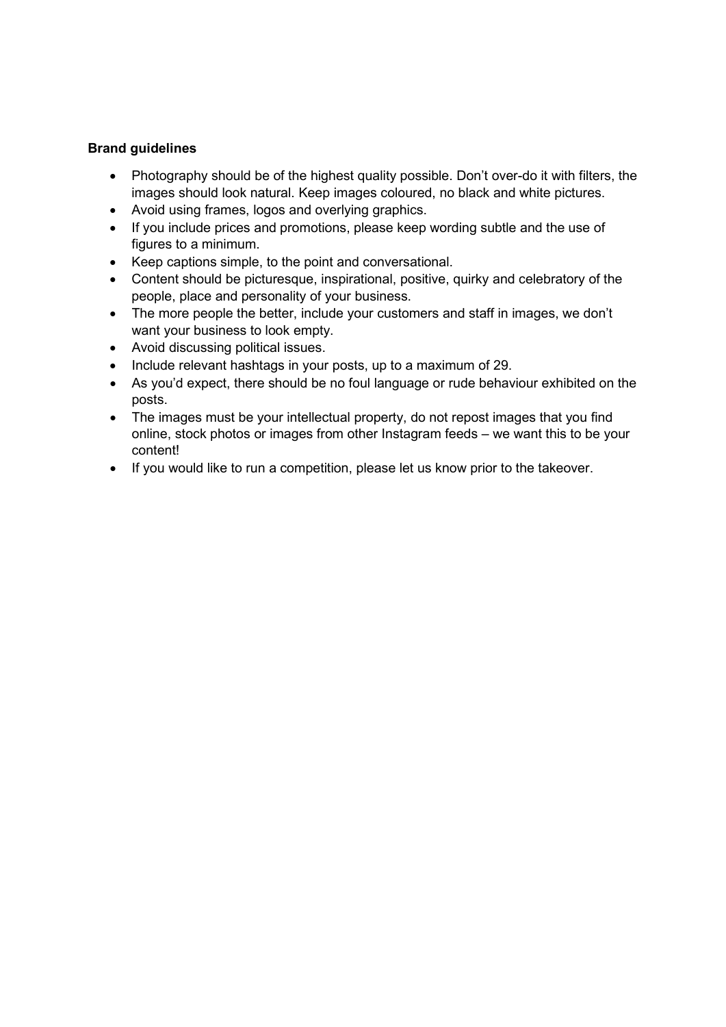**Brand guidelines**

- Photography should be of the highest quality possible. Don't over-do it with filters, the images should look natural. Keep images coloured, no black and white pictures.
- Avoid using frames, logos and overlying graphics.
- If you include prices and promotions, please keep wording subtle and the use of figures to a minimum.
- Keep captions simple, to the point and conversational.
- Content should be picturesque, inspirational, positive, quirky and celebratory of the people, place and personality of your business.
- The more people the better, include your customers and staff in images, we don't want your business to look empty.
- Avoid discussing political issues.
- Include relevant hashtags in your posts, up to a maximum of 29.
- As you'd expect, there should be no foul language or rude behaviour exhibited on the posts.
- The images must be your intellectual property, do not repost images that you find online, stock photos or images from other Instagram feeds – we want this to be your content!
- If you would like to run a competition, please let us know prior to the takeover.